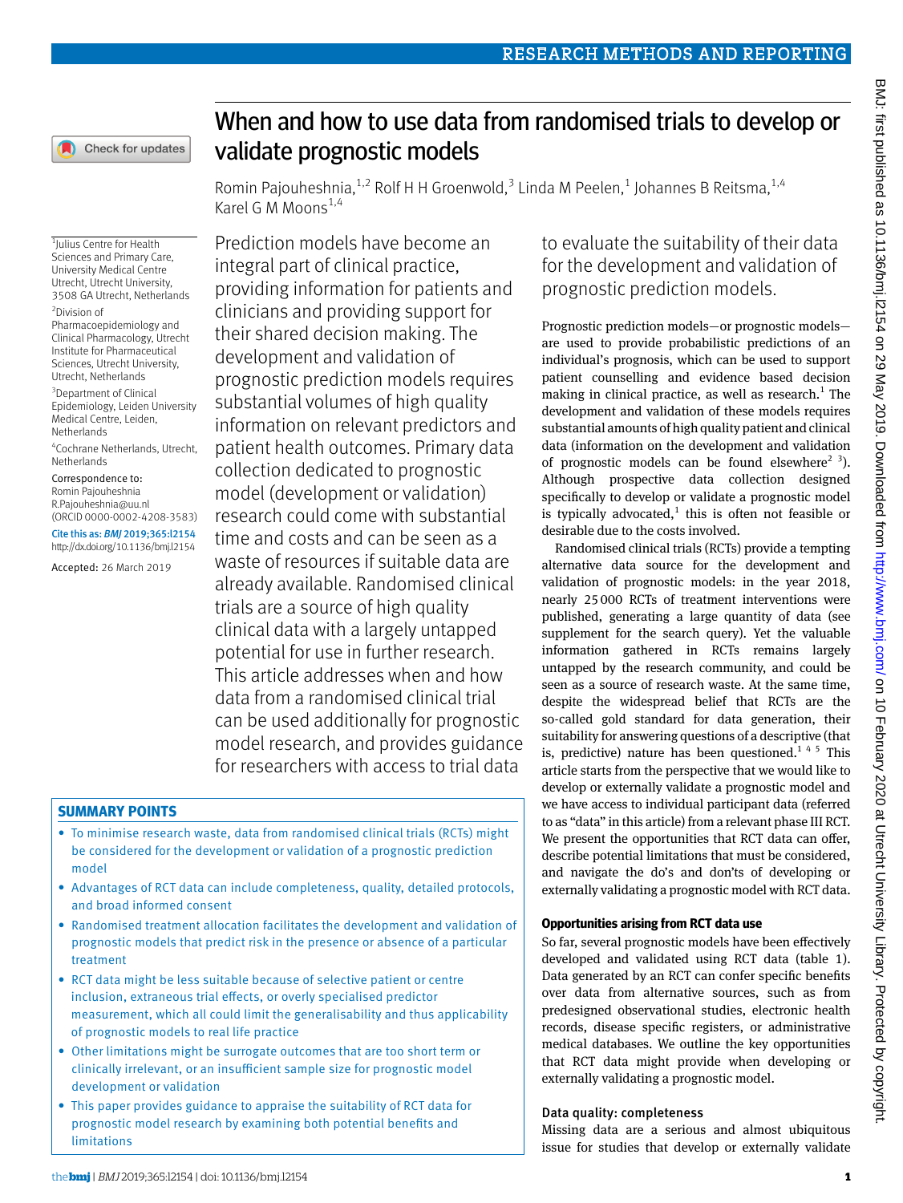# When and how to use data from randomised trials to develop or validate prognostic models

Romin Pajouheshnia,[1,2] Rolf H H Groenwold,[3] Linda M Peelen,[1] Johannes B Reitsma,[1,4] Karel G M Moons[1,4]

[1]Julius Centre for Health Sciences and Primary Care, University Medical Centre Utrecht, Utrecht University, 3508 GA Utrecht, Netherlands

[2]Division of Pharmacoepidemiology and Clinical Pharmacology, Utrecht Institute for Pharmaceutical Sciences, Utrecht University, Utrecht, Netherlands

[3]Department of Clinical Epidemiology, Leiden University Medical Centre, Leiden, Netherlands

[4]Cochrane Netherlands, Utrecht, Netherlands

Correspondence to: Romin Pajouheshnia R.Pajouheshnia@uu.nl (ORCID 0000-0002-4208-3583)

Cite this as: *BMJ* 2019;365:l2154 http://dx.doi.org/10.1136/bmj.l2154

Accepted: 26 March 2019

Prediction models have become an integral part of clinical practice, providing information for patients and clinicians and providing support for their shared decision making. The development and validation of prognostic prediction models requires substantial volumes of high quality information on relevant predictors and patient health outcomes. Primary data collection dedicated to prognostic model (development or validation) research could come with substantial time and costs and can be seen as a waste of resources if suitable data are already available. Randomised clinical trials are a source of high quality clinical data with a largely untapped potential for use in further research. This article addresses when and how data from a randomised clinical trial can be used additionally for prognostic model research, and provides guidance for researchers with access to trial data to evaluate the suitability of their data for the development and validation of prognostic prediction models.

## SUMMARY POINTS

- To minimise research waste, data from randomised clinical trials (RCTs) might be considered for the development or validation of a prognostic prediction model
- Advantages of RCT data can include completeness, quality, detailed protocols, and broad informed consent
- Randomised treatment allocation facilitates the development and validation of prognostic models that predict risk in the presence or absence of a particular treatment
- RCT data might be less suitable because of selective patient or centre inclusion, extraneous trial effects, or overly specialised predictor measurement, which all could limit the generalisability and thus applicability of prognostic models to real life practice
- Other limitations might be surrogate outcomes that are too short term or clinically irrelevant, or an insufficient sample size for prognostic model development or validation
- This paper provides guidance to appraise the suitability of RCT data for prognostic model research by examining both potential benefits and limitations

Prognostic prediction models—or prognostic models—are used to provide probabilistic predictions of an individual's prognosis, which can be used to support patient counselling and evidence based decision making in clinical practice, as well as research.[1] The development and validation of these models requires substantial amounts of high quality patient and clinical data (information on the development and validation of prognostic models can be found elsewhere[2,3]). Although prospective data collection designed specifically to develop or validate a prognostic model is typically advocated,[1] this is often not feasible or desirable due to the costs involved.

Randomised clinical trials (RCTs) provide a tempting alternative data source for the development and validation of prognostic models: in the year 2018, nearly 25 000 RCTs of treatment interventions were published, generating a large quantity of data (see supplement for the search query). Yet the valuable information gathered in RCTs remains largely untapped by the research community, and could be seen as a source of research waste. At the same time, despite the widespread belief that RCTs are the so-called gold standard for data generation, their suitability for answering questions of a descriptive (that is, predictive) nature has been questioned.[1,4,5] This article starts from the perspective that we would like to develop or externally validate a prognostic model and we have access to individual participant data (referred to as "data" in this article) from a relevant phase III RCT. We present the opportunities that RCT data can offer, describe potential limitations that must be considered, and navigate the do's and don'ts of developing or externally validating a prognostic model with RCT data.

### Opportunities arising from RCT data use

So far, several prognostic models have been effectively developed and validated using RCT data (table 1). Data generated by an RCT can confer specific benefits over data from alternative sources, such as from predesigned observational studies, electronic health records, disease specific registers, or administrative medical databases. We outline the key opportunities that RCT data might provide when developing or externally validating a prognostic model.

#### Data quality: completeness

Missing data are a serious and almost ubiquitous issue for studies that develop or externally validate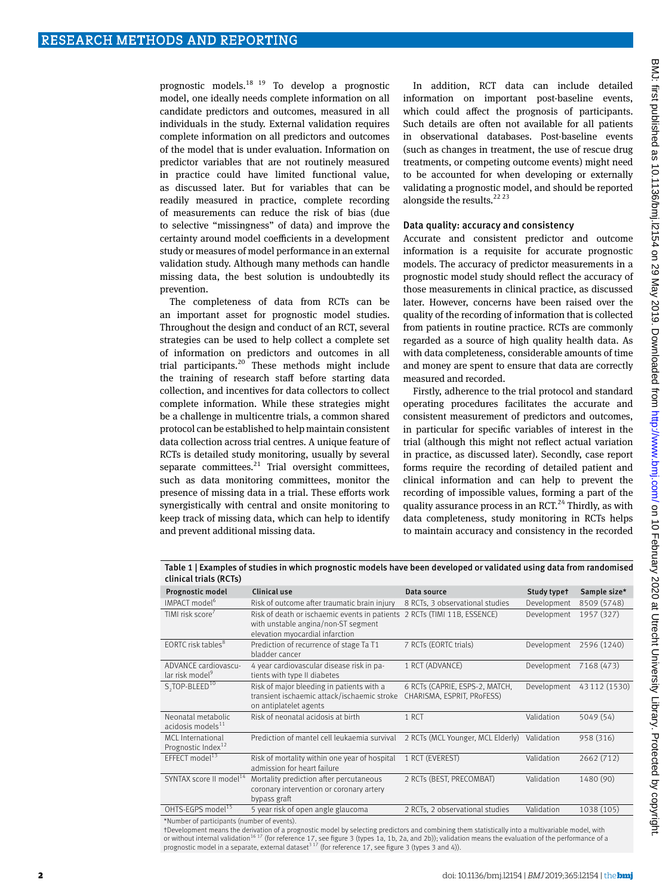prognostic models.[18 19] To develop a prognostic model, one ideally needs complete information on all candidate predictors and outcomes, measured in all individuals in the study. External validation requires complete information on all predictors and outcomes of the model that is under evaluation. Information on predictor variables that are not routinely measured in practice could have limited functional value, as discussed later. But for variables that can be readily measured in practice, complete recording of measurements can reduce the risk of bias (due to selective "missingness" of data) and improve the certainty around model coefficients in a development study or measures of model performance in an external validation study. Although many methods can handle missing data, the best solution is undoubtedly its prevention.

The completeness of data from RCTs can be an important asset for prognostic model studies. Throughout the design and conduct of an RCT, several strategies can be used to help collect a complete set of information on predictors and outcomes in all trial participants.[20] These methods might include the training of research staff before starting data collection, and incentives for data collectors to collect complete information. While these strategies might be a challenge in multicentre trials, a common shared protocol can be established to help maintain consistent data collection across trial centres. A unique feature of RCTs is detailed study monitoring, usually by several separate committees.[21] Trial oversight committees, such as data monitoring committees, monitor the presence of missing data in a trial. These efforts work synergistically with central and onsite monitoring to keep track of missing data, which can help to identify and prevent additional missing data.

In addition, RCT data can include detailed information on important post-baseline events, which could affect the prognosis of participants. Such details are often not available for all patients in observational databases. Post-baseline events (such as changes in treatment, the use of rescue drug treatments, or competing outcome events) might need to be accounted for when developing or externally validating a prognostic model, and should be reported alongside the results.[22 23]

### Data quality: accuracy and consistency

Accurate and consistent predictor and outcome information is a requisite for accurate prognostic models. The accuracy of predictor measurements in a prognostic model study should reflect the accuracy of those measurements in clinical practice, as discussed later. However, concerns have been raised over the quality of the recording of information that is collected from patients in routine practice. RCTs are commonly regarded as a source of high quality health data. As with data completeness, considerable amounts of time and money are spent to ensure that data are correctly measured and recorded.

Firstly, adherence to the trial protocol and standard operating procedures facilitates the accurate and consistent measurement of predictors and outcomes, in particular for specific variables of interest in the trial (although this might not reflect actual variation in practice, as discussed later). Secondly, case report forms require the recording of detailed patient and clinical information and can help to prevent the recording of impossible values, forming a part of the quality assurance process in an RCT.[24] Thirdly, as with data completeness, study monitoring in RCTs helps to maintain accuracy and consistency in the recorded

**Table 1 | Examples of studies in which prognostic models have been developed or validated using data from randomised clinical trials (RCTs)**

| Prognostic model | Clinical use | Data source | Study type† | Sample size* |
|---|---|---|---|---|
| IMPACT model[6] | Risk of outcome after traumatic brain injury | 8 RCTs, 3 observational studies | Development | 8509 (5748) |
| TIMI risk score[7] | Risk of death or ischaemic events in patients with unstable angina/non-ST segment elevation myocardial infarction | 2 RCTs (TIMI 11B, ESSENCE) | Development | 1957 (327) |
| EORTC risk tables[8] | Prediction of recurrence of stage Ta T1 bladder cancer | 7 RCTs (EORTC trials) | Development | 2596 (1240) |
| ADVANCE cardiovascular risk model[9] | 4 year cardiovascular disease risk in patients with type II diabetes | 1 RCT (ADVANCE) | Development | 7168 (473) |
| $S_2$TOP-BLEED[10] | Risk of major bleeding in patients with a transient ischaemic attack/ischaemic stroke on antiplatelet agents | 6 RCTs (CAPRIE, ESPS-2, MATCH, CHARISMA, ESPRIT, PRoFESS) | Development | 43 112 (1530) |
| Neonatal metabolic acidosis models[11] | Risk of neonatal acidosis at birth | 1 RCT | Validation | 5049 (54) |
| MCL International Prognostic Index[12] | Prediction of mantel cell leukaemia survival | 2 RCTs (MCL Younger, MCL Elderly) | Validation | 958 (316) |
| EFFECT model[13] | Risk of mortality within one year of hospital admission for heart failure | 1 RCT (EVEREST) | Validation | 2662 (712) |
| SYNTAX score II model[14] | Mortality prediction after percutaneous coronary intervention or coronary artery bypass graft | 2 RCTs (BEST, PRECOMBAT) | Validation | 1480 (90) |
| OHTS-EGPS model[15] | 5 year risk of open angle glaucoma | 2 RCTs, 2 observational studies | Validation | 1038 (105) |

*Number of participants (number of events).
†Development means the derivation of a prognostic model by selecting predictors and combining them statistically into a multivariable model, with or without internal validation[16 17] (for reference 17, see figure 3 (types 1a, 1b, 2a, and 2b)); validation means the evaluation of the performance of a prognostic model in a separate, external dataset[3 17] (for reference 17, see figure 3 (types 3 and 4)).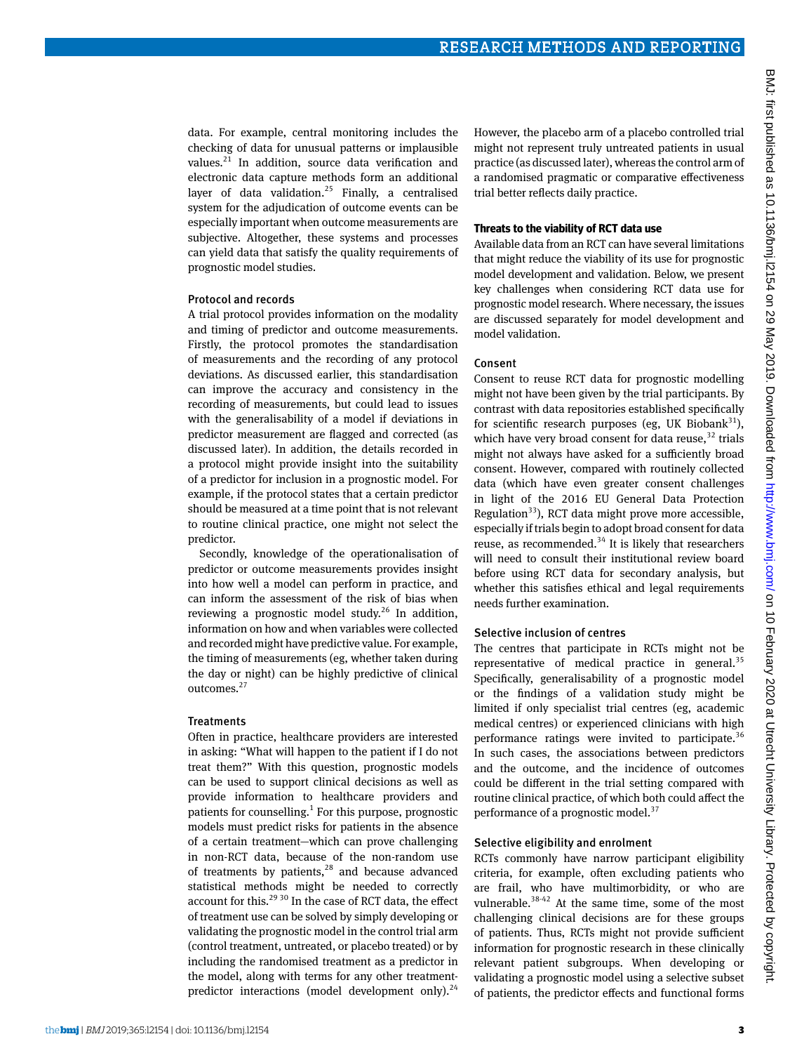data. For example, central monitoring includes the checking of data for unusual patterns or implausible values.[21] In addition, source data verification and electronic data capture methods form an additional layer of data validation.[25] Finally, a centralised system for the adjudication of outcome events can be especially important when outcome measurements are subjective. Altogether, these systems and processes can yield data that satisfy the quality requirements of prognostic model studies.

### Protocol and records

A trial protocol provides information on the modality and timing of predictor and outcome measurements. Firstly, the protocol promotes the standardisation of measurements and the recording of any protocol deviations. As discussed earlier, this standardisation can improve the accuracy and consistency in the recording of measurements, but could lead to issues with the generalisability of a model if deviations in predictor measurement are flagged and corrected (as discussed later). In addition, the details recorded in a protocol might provide insight into the suitability of a predictor for inclusion in a prognostic model. For example, if the protocol states that a certain predictor should be measured at a time point that is not relevant to routine clinical practice, one might not select the predictor.

Secondly, knowledge of the operationalisation of predictor or outcome measurements provides insight into how well a model can perform in practice, and can inform the assessment of the risk of bias when reviewing a prognostic model study.[26] In addition, information on how and when variables were collected and recorded might have predictive value. For example, the timing of measurements (eg, whether taken during the day or night) can be highly predictive of clinical outcomes.[27]

### Treatments

Often in practice, healthcare providers are interested in asking: "What will happen to the patient if I do not treat them?" With this question, prognostic models can be used to support clinical decisions as well as provide information to healthcare providers and patients for counselling.[1] For this purpose, prognostic models must predict risks for patients in the absence of a certain treatment—which can prove challenging in non-RCT data, because of the non-random use of treatments by patients,[28] and because advanced statistical methods might be needed to correctly account for this.[29,30] In the case of RCT data, the effect of treatment use can be solved by simply developing or validating the prognostic model in the control trial arm (control treatment, untreated, or placebo treated) or by including the randomised treatment as a predictor in the model, along with terms for any other treatment-predictor interactions (model development only).[24] However, the placebo arm of a placebo controlled trial might not represent truly untreated patients in usual practice (as discussed later), whereas the control arm of a randomised pragmatic or comparative effectiveness trial better reflects daily practice.

## Threats to the viability of RCT data use

Available data from an RCT can have several limitations that might reduce the viability of its use for prognostic model development and validation. Below, we present key challenges when considering RCT data use for prognostic model research. Where necessary, the issues are discussed separately for model development and model validation.

### Consent

Consent to reuse RCT data for prognostic modelling might not have been given by the trial participants. By contrast with data repositories established specifically for scientific research purposes (eg, UK Biobank[31]), which have very broad consent for data reuse,[32] trials might not always have asked for a sufficiently broad consent. However, compared with routinely collected data (which have even greater consent challenges in light of the 2016 EU General Data Protection Regulation[33]), RCT data might prove more accessible, especially if trials begin to adopt broad consent for data reuse, as recommended.[34] It is likely that researchers will need to consult their institutional review board before using RCT data for secondary analysis, but whether this satisfies ethical and legal requirements needs further examination.

### Selective inclusion of centres

The centres that participate in RCTs might not be representative of medical practice in general.[35] Specifically, generalisability of a prognostic model or the findings of a validation study might be limited if only specialist trial centres (eg, academic medical centres) or experienced clinicians with high performance ratings were invited to participate.[36] In such cases, the associations between predictors and the outcome, and the incidence of outcomes could be different in the trial setting compared with routine clinical practice, of which both could affect the performance of a prognostic model.[37]

### Selective eligibility and enrolment

RCTs commonly have narrow participant eligibility criteria, for example, often excluding patients who are frail, who have multimorbidity, or who are vulnerable.[38-42] At the same time, some of the most challenging clinical decisions are for these groups of patients. Thus, RCTs might not provide sufficient information for prognostic research in these clinically relevant patient subgroups. When developing or validating a prognostic model using a selective subset of patients, the predictor effects and functional forms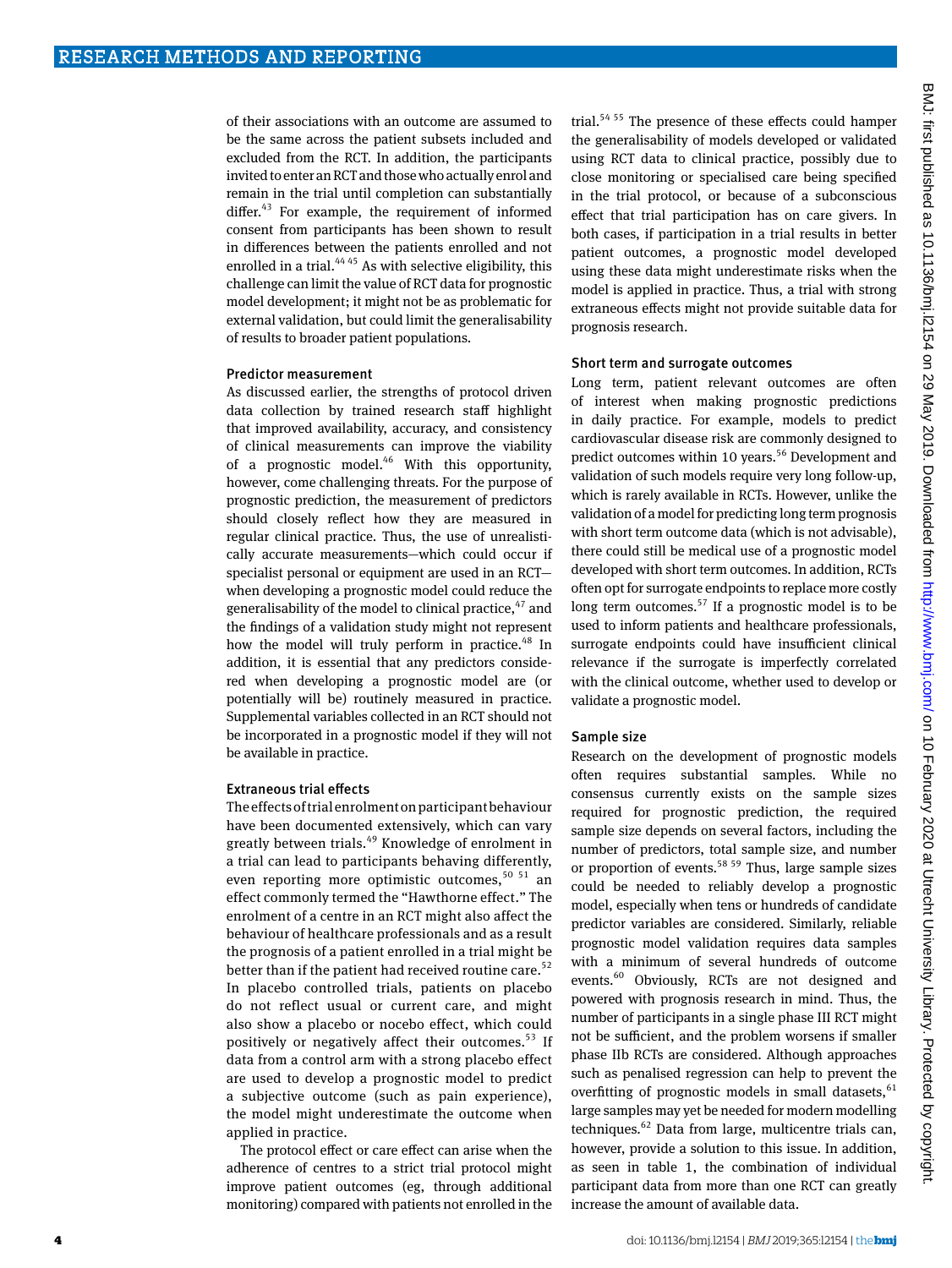of their associations with an outcome are assumed to be the same across the patient subsets included and excluded from the RCT. In addition, the participants invited to enter an RCT and those who actually enrol and remain in the trial until completion can substantially differ.[43] For example, the requirement of informed consent from participants has been shown to result in differences between the patients enrolled and not enrolled in a trial.[44 45] As with selective eligibility, this challenge can limit the value of RCT data for prognostic model development; it might not be as problematic for external validation, but could limit the generalisability of results to broader patient populations.

### Predictor measurement

As discussed earlier, the strengths of protocol driven data collection by trained research staff highlight that improved availability, accuracy, and consistency of clinical measurements can improve the viability of a prognostic model.[46] With this opportunity, however, come challenging threats. For the purpose of prognostic prediction, the measurement of predictors should closely reflect how they are measured in regular clinical practice. Thus, the use of unrealistically accurate measurements—which could occur if specialist personal or equipment are used in an RCT—when developing a prognostic model could reduce the generalisability of the model to clinical practice,[47] and the findings of a validation study might not represent how the model will truly perform in practice.[48] In addition, it is essential that any predictors considered when developing a prognostic model are (or potentially will be) routinely measured in practice. Supplemental variables collected in an RCT should not be incorporated in a prognostic model if they will not be available in practice.

### Extraneous trial effects

The effects of trial enrolment on participant behaviour have been documented extensively, which can vary greatly between trials.[49] Knowledge of enrolment in a trial can lead to participants behaving differently, even reporting more optimistic outcomes,[50 51] an effect commonly termed the "Hawthorne effect." The enrolment of a centre in an RCT might also affect the behaviour of healthcare professionals and as a result the prognosis of a patient enrolled in a trial might be better than if the patient had received routine care.[52] In placebo controlled trials, patients on placebo do not reflect usual or current care, and might also show a placebo or nocebo effect, which could positively or negatively affect their outcomes.[53] If data from a control arm with a strong placebo effect are used to develop a prognostic model to predict a subjective outcome (such as pain experience), the model might underestimate the outcome when applied in practice.

The protocol effect or care effect can arise when the adherence of centres to a strict trial protocol might improve patient outcomes (eg, through additional monitoring) compared with patients not enrolled in the trial.[54 55] The presence of these effects could hamper the generalisability of models developed or validated using RCT data to clinical practice, possibly due to close monitoring or specialised care being specified in the trial protocol, or because of a subconscious effect that trial participation has on care givers. In both cases, if participation in a trial results in better patient outcomes, a prognostic model developed using these data might underestimate risks when the model is applied in practice. Thus, a trial with strong extraneous effects might not provide suitable data for prognosis research.

### Short term and surrogate outcomes

Long term, patient relevant outcomes are often of interest when making prognostic predictions in daily practice. For example, models to predict cardiovascular disease risk are commonly designed to predict outcomes within 10 years.[56] Development and validation of such models require very long follow-up, which is rarely available in RCTs. However, unlike the validation of a model for predicting long term prognosis with short term outcome data (which is not advisable), there could still be medical use of a prognostic model developed with short term outcomes. In addition, RCTs often opt for surrogate endpoints to replace more costly long term outcomes.[57] If a prognostic model is to be used to inform patients and healthcare professionals, surrogate endpoints could have insufficient clinical relevance if the surrogate is imperfectly correlated with the clinical outcome, whether used to develop or validate a prognostic model.

### Sample size

Research on the development of prognostic models often requires substantial samples. While no consensus currently exists on the sample sizes required for prognostic prediction, the required sample size depends on several factors, including the number of predictors, total sample size, and number or proportion of events.[58 59] Thus, large sample sizes could be needed to reliably develop a prognostic model, especially when tens or hundreds of candidate predictor variables are considered. Similarly, reliable prognostic model validation requires data samples with a minimum of several hundreds of outcome events.[60] Obviously, RCTs are not designed and powered with prognosis research in mind. Thus, the number of participants in a single phase III RCT might not be sufficient, and the problem worsens if smaller phase IIb RCTs are considered. Although approaches such as penalised regression can help to prevent the overfitting of prognostic models in small datasets,[61] large samples may yet be needed for modern modelling techniques.[62] Data from large, multicentre trials can, however, provide a solution to this issue. In addition, as seen in table 1, the combination of individual participant data from more than one RCT can greatly increase the amount of available data.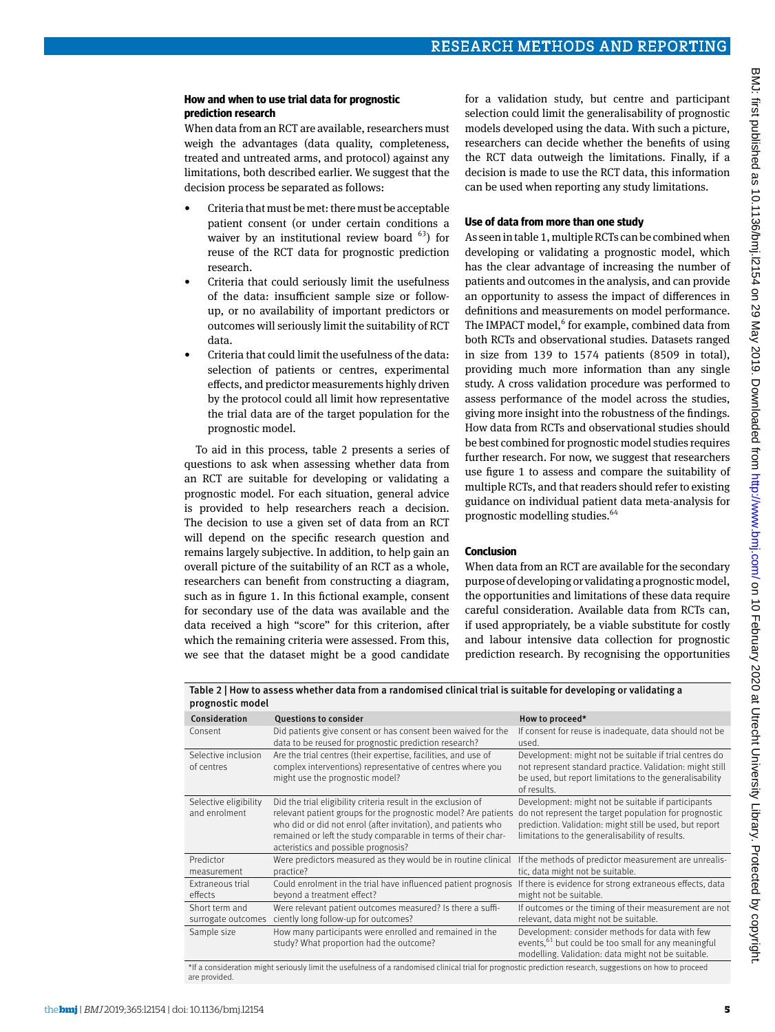### How and when to use trial data for prognostic prediction research

When data from an RCT are available, researchers must weigh the advantages (data quality, completeness, treated and untreated arms, and protocol) against any limitations, both described earlier. We suggest that the decision process be separated as follows:

- Criteria that must be met: there must be acceptable patient consent (or under certain conditions a waiver by an institutional review board [63]) for reuse of the RCT data for prognostic prediction research.
- Criteria that could seriously limit the usefulness of the data: insufficient sample size or follow-up, or no availability of important predictors or outcomes will seriously limit the suitability of RCT data.
- Criteria that could limit the usefulness of the data: selection of patients or centres, experimental effects, and predictor measurements highly driven by the protocol could all limit how representative the trial data are of the target population for the prognostic model.

To aid in this process, table 2 presents a series of questions to ask when assessing whether data from an RCT are suitable for developing or validating a prognostic model. For each situation, general advice is provided to help researchers reach a decision. The decision to use a given set of data from an RCT will depend on the specific research question and remains largely subjective. In addition, to help gain an overall picture of the suitability of an RCT as a whole, researchers can benefit from constructing a diagram, such as in figure 1. In this fictional example, consent for secondary use of the data was available and the data received a high "score" for this criterion, after which the remaining criteria were assessed. From this, we see that the dataset might be a good candidate for a validation study, but centre and participant selection could limit the generalisability of prognostic models developed using the data. With such a picture, researchers can decide whether the benefits of using the RCT data outweigh the limitations. Finally, if a decision is made to use the RCT data, this information can be used when reporting any study limitations.

### Use of data from more than one study

As seen in table 1, multiple RCTs can be combined when developing or validating a prognostic model, which has the clear advantage of increasing the number of patients and outcomes in the analysis, and can provide an opportunity to assess the impact of differences in definitions and measurements on model performance. The IMPACT model,[6] for example, combined data from both RCTs and observational studies. Datasets ranged in size from 139 to 1574 patients (8509 in total), providing much more information than any single study. A cross validation procedure was performed to assess performance of the model across the studies, giving more insight into the robustness of the findings. How data from RCTs and observational studies should be best combined for prognostic model studies requires further research. For now, we suggest that researchers use figure 1 to assess and compare the suitability of multiple RCTs, and that readers should refer to existing guidance on individual patient data meta-analysis for prognostic modelling studies.[64]

### Conclusion

When data from an RCT are available for the secondary purpose of developing or validating a prognostic model, the opportunities and limitations of these data require careful consideration. Available data from RCTs can, if used appropriately, be a viable substitute for costly and labour intensive data collection for prognostic prediction research. By recognising the opportunities

Table 2 | How to assess whether data from a randomised clinical trial is suitable for developing or validating a prognostic model

| Consideration | Questions to consider | How to proceed* |
|---|---|---|
| Consent | Did patients give consent or has consent been waived for the data to be reused for prognostic prediction research? | If consent for reuse is inadequate, data should not be used. |
| Selective inclusion of centres | Are the trial centres (their expertise, facilities, and use of complex interventions) representative of centres where you might use the prognostic model? | Development: might not be suitable if trial centres do not represent standard practice. Validation: might still be used, but report limitations to the generalisability of results. |
| Selective eligibility and enrolment | Did the trial eligibility criteria result in the exclusion of relevant patient groups for the prognostic model? Are patients who did or did not enrol (after invitation), and patients who remained or left the study comparable in terms of their characteristics and possible prognosis? | Development: might not be suitable if participants do not represent the target population for prognostic prediction. Validation: might still be used, but report limitations to the generalisability of results. |
| Predictor measurement | Were predictors measured as they would be in routine clinical practice? | If the methods of predictor measurement are unrealistic, data might not be suitable. |
| Extraneous trial effects | Could enrolment in the trial have influenced patient prognosis beyond a treatment effect? | If there is evidence for strong extraneous effects, data might not be suitable. |
| Short term and surrogate outcomes | Were relevant patient outcomes measured? Is there a sufficiently long follow-up for outcomes? | If outcomes or the timing of their measurement are not relevant, data might not be suitable. |
| Sample size | How many participants were enrolled and remained in the study? What proportion had the outcome? | Development: consider methods for data with few events,[61] but could be too small for any meaningful modelling. Validation: data might not be suitable. |

*If a consideration might seriously limit the usefulness of a randomised clinical trial for prognostic prediction research, suggestions on how to proceed are provided.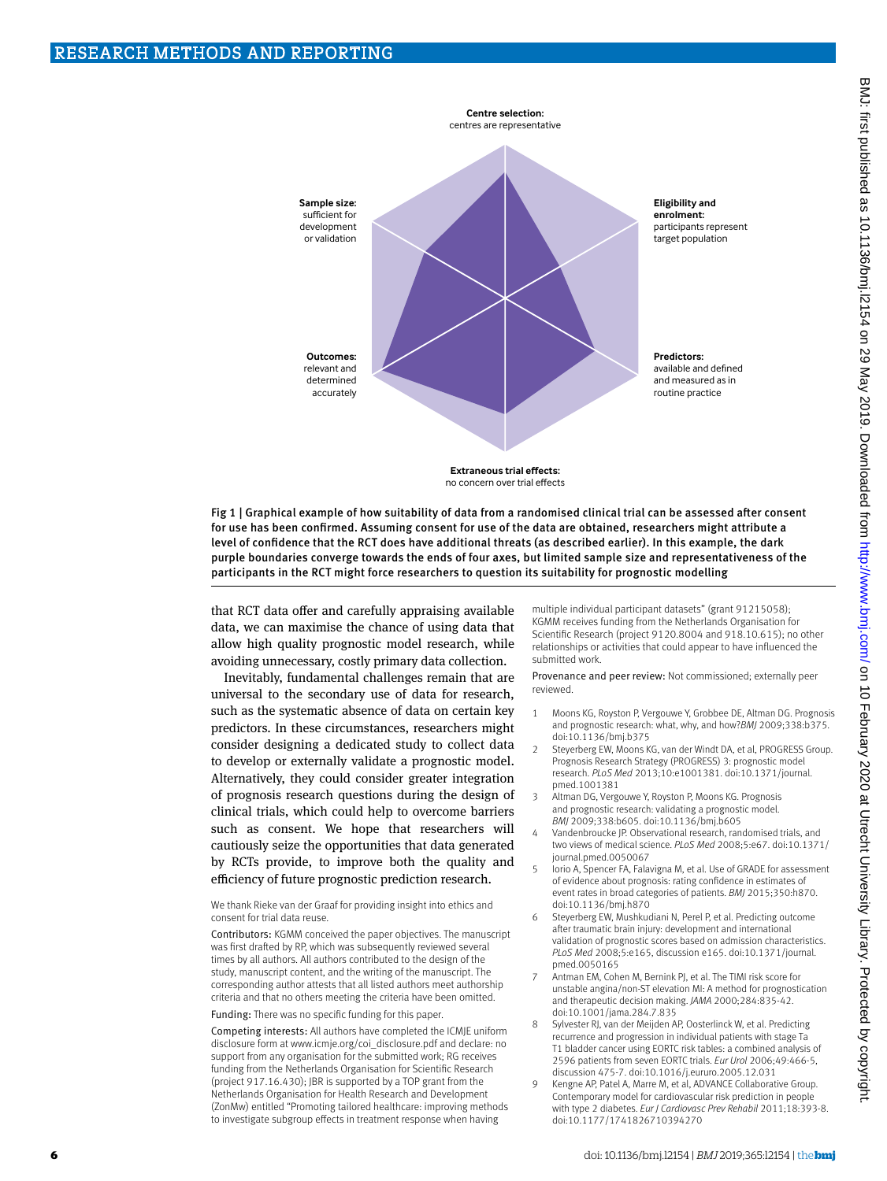**Centre selection:** centres are representative

**Eligibility and enrolment:** participants represent target population

**Predictors:** available and defined and measured as in routine practice

**Extraneous trial effects:** no concern over trial effects

**Outcomes:** relevant and determined accurately

**Sample size:** sufficient for development or validation

Fig 1 | Graphical example of how suitability of data from a randomised clinical trial can be assessed after consent for use has been confirmed. Assuming consent for use of the data are obtained, researchers might attribute a level of confidence that the RCT does have additional threats (as described earlier). In this example, the dark purple boundaries converge towards the ends of four axes, but limited sample size and representativeness of the participants in the RCT might force researchers to question its suitability for prognostic modelling

that RCT data offer and carefully appraising available data, we can maximise the chance of using data that allow high quality prognostic model research, while avoiding unnecessary, costly primary data collection.

Inevitably, fundamental challenges remain that are universal to the secondary use of data for research, such as the systematic absence of data on certain key predictors. In these circumstances, researchers might consider designing a dedicated study to collect data to develop or externally validate a prognostic model. Alternatively, they could consider greater integration of prognosis research questions during the design of clinical trials, which could help to overcome barriers such as consent. We hope that researchers will cautiously seize the opportunities that data generated by RCTs provide, to improve both the quality and efficiency of future prognostic prediction research.

We thank Rieke van der Graaf for providing insight into ethics and consent for trial data reuse.

Contributors: KGMM conceived the paper objectives. The manuscript was first drafted by RP, which was subsequently reviewed several times by all authors. All authors contributed to the design of the study, manuscript content, and the writing of the manuscript. The corresponding author attests that all listed authors meet authorship criteria and that no others meeting the criteria have been omitted.

Funding: There was no specific funding for this paper.

Competing interests: All authors have completed the ICMJE uniform disclosure form at www.icmje.org/coi_disclosure.pdf and declare: no support from any organisation for the submitted work; RG receives funding from the Netherlands Organisation for Scientific Research (project 917.16.430); JBR is supported by a TOP grant from the Netherlands Organisation for Health Research and Development (ZonMw) entitled "Promoting tailored healthcare: improving methods to investigate subgroup effects in treatment response when having multiple individual participant datasets" (grant 91215058); KGMM receives funding from the Netherlands Organisation for Scientific Research (project 9120.8004 and 918.10.615); no other relationships or activities that could appear to have influenced the submitted work.

Provenance and peer review: Not commissioned; externally peer reviewed.

1. Moons KG, Royston P, Vergouwe Y, Grobbee DE, Altman DG. Prognosis and prognostic research: what, why, and how?*BMJ* 2009;338:b375. doi:10.1136/bmj.b375
2. Steyerberg EW, Moons KG, van der Windt DA, et al, PROGRESS Group. Prognosis Research Strategy (PROGRESS) 3: prognostic model research. *PLoS Med* 2013;10:e1001381. doi:10.1371/journal.pmed.1001381
3. Altman DG, Vergouwe Y, Royston P, Moons KG. Prognosis and prognostic research: validating a prognostic model. *BMJ* 2009;338:b605. doi:10.1136/bmj.b605
4. Vandenbroucke JP. Observational research, randomised trials, and two views of medical science. *PLoS Med* 2008;5:e67. doi:10.1371/journal.pmed.0050067
5. Iorio A, Spencer FA, Falavigna M, et al. Use of GRADE for assessment of evidence about prognosis: rating confidence in estimates of event rates in broad categories of patients. *BMJ* 2015;350:h870. doi:10.1136/bmj.h870
6. Steyerberg EW, Mushkudiani N, Perel P, et al. Predicting outcome after traumatic brain injury: development and international validation of prognostic scores based on admission characteristics. *PLoS Med* 2008;5:e165, discussion e165. doi:10.1371/journal.pmed.0050165
7. Antman EM, Cohen M, Bernink PJ, et al. The TIMI risk score for unstable angina/non-ST elevation MI: A method for prognostication and therapeutic decision making. *JAMA* 2000;284:835-42. doi:10.1001/jama.284.7.835
8. Sylvester RJ, van der Meijden AP, Oosterlinck W, et al. Predicting recurrence and progression in individual patients with stage Ta T1 bladder cancer using EORTC risk tables: a combined analysis of 2596 patients from seven EORTC trials. *Eur Urol* 2006;49:466-5, discussion 475-7. doi:10.1016/j.eururo.2005.12.031
9. Kengne AP, Patel A, Marre M, et al, ADVANCE Collaborative Group. Contemporary model for cardiovascular risk prediction in people with type 2 diabetes. *Eur J Cardiovasc Prev Rehabil* 2011;18:393-8. doi:10.1177/1741826710394270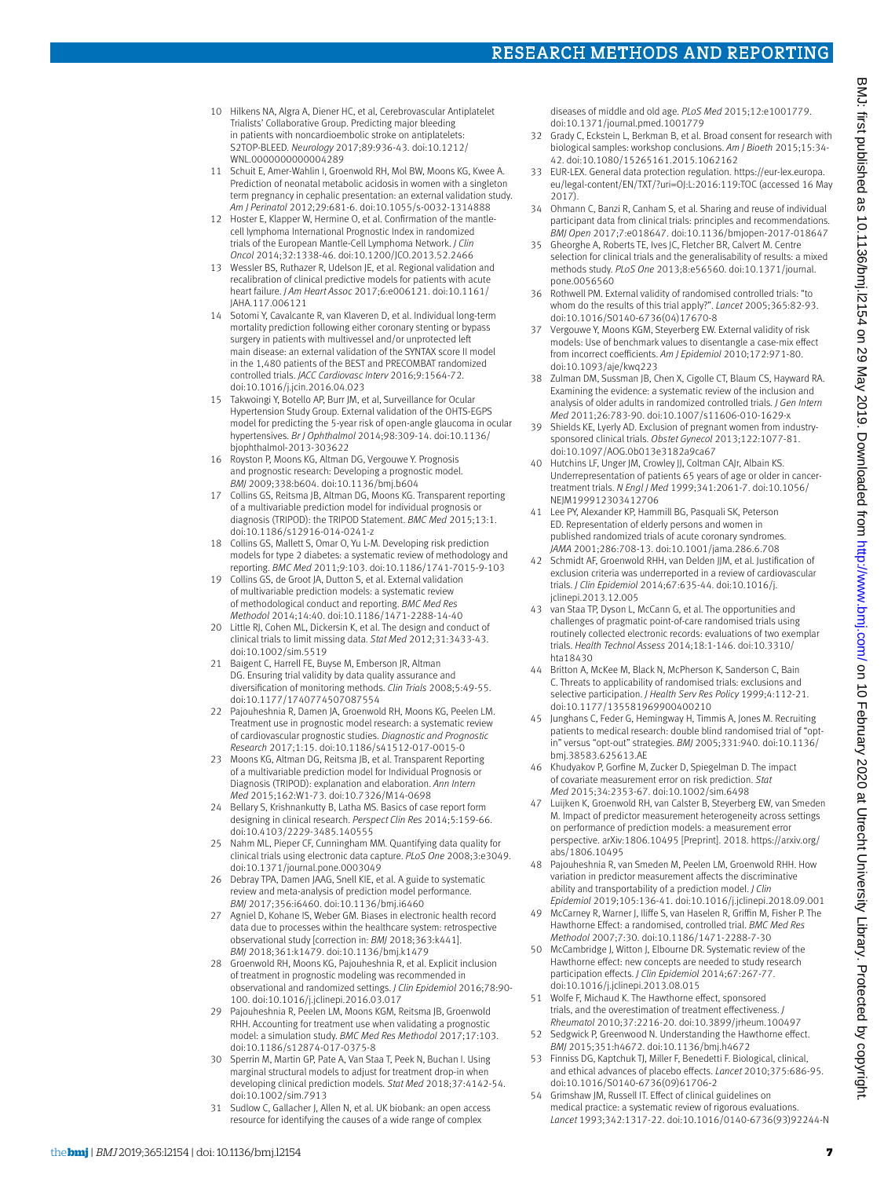10 Hilkens NA, Algra A, Diener HC, et al, Cerebrovascular Antiplatelet Trialists' Collaborative Group. Predicting major bleeding in patients with noncardioembolic stroke on antiplatelets: S2TOP-BLEED. *Neurology* 2017;89:936-43. doi:10.1212/WNL.0000000000004289

11 Schuit E, Amer-Wahlin I, Groenwold RH, Mol BW, Moons KG, Kwee A. Prediction of neonatal metabolic acidosis in women with a singleton term pregnancy in cephalic presentation: an external validation study. *Am J Perinatol* 2012;29:681-6. doi:10.1055/s-0032-1314888

12 Hoster E, Klapper W, Hermine O, et al. Confirmation of the mantle-cell lymphoma International Prognostic Index in randomized trials of the European Mantle-Cell Lymphoma Network. *J Clin Oncol* 2014;32:1338-46. doi:10.1200/JCO.2013.52.2466

13 Wessler BS, Ruthazer R, Udelson JE, et al. Regional validation and recalibration of clinical predictive models for patients with acute heart failure. *J Am Heart Assoc* 2017;6:e006121. doi:10.1161/JAHA.117.006121

14 Sotomi Y, Cavalcante R, van Klaveren D, et al. Individual long-term mortality prediction following either coronary stenting or bypass surgery in patients with multivessel and/or unprotected left main disease: an external validation of the SYNTAX score II model in the 1,480 patients of the BEST and PRECOMBAT randomized controlled trials. *JACC Cardiovasc Interv* 2016;9:1564-72. doi:10.1016/j.jcin.2016.04.023

15 Takwoingi Y, Botello AP, Burr JM, et al, Surveillance for Ocular Hypertension Study Group. External validation of the OHTS-EGPS model for predicting the 5-year risk of open-angle glaucoma in ocular hypertensives. *Br J Ophthalmol* 2014;98:309-14. doi:10.1136/bjophthalmol-2013-303622

16 Royston P, Moons KG, Altman DG, Vergouwe Y. Prognosis and prognostic research: Developing a prognostic model. *BMJ* 2009;338:b604. doi:10.1136/bmj.b604

17 Collins GS, Reitsma JB, Altman DG, Moons KG. Transparent reporting of a multivariable prediction model for individual prognosis or diagnosis (TRIPOD): the TRIPOD Statement. *BMC Med* 2015;13:1. doi:10.1186/s12916-014-0241-z

18 Collins GS, Mallett S, Omar O, Yu L-M. Developing risk prediction models for type 2 diabetes: a systematic review of methodology and reporting. *BMC Med* 2011;9:103. doi:10.1186/1741-7015-9-103

19 Collins GS, de Groot JA, Dutton S, et al. External validation of multivariable prediction models: a systematic review of methodological conduct and reporting. *BMC Med Res Methodol* 2014;14:40. doi:10.1186/1471-2288-14-40

20 Little RJ, Cohen ML, Dickersin K, et al. The design and conduct of clinical trials to limit missing data. *Stat Med* 2012;31:3433-43. doi:10.1002/sim.5519

21 Baigent C, Harrell FE, Buyse M, Emberson JR, Altman DG. Ensuring trial validity by data quality assurance and diversification of monitoring methods. *Clin Trials* 2008;5:49-55. doi:10.1177/1740774507087554

22 Pajouheshnia R, Damen JA, Groenwold RH, Moons KG, Peelen LM. Treatment use in prognostic model research: a systematic review of cardiovascular prognostic studies. *Diagnostic and Prognostic Research* 2017;1:15. doi:10.1186/s41512-017-0015-0

23 Moons KG, Altman DG, Reitsma JB, et al. Transparent Reporting of a multivariable prediction model for Individual Prognosis or Diagnosis (TRIPOD): explanation and elaboration. *Ann Intern Med* 2015;162:W1-73. doi:10.7326/M14-0698

24 Bellary S, Krishnankutty B, Latha MS. Basics of case report form designing in clinical research. *Perspect Clin Res* 2014;5:159-66. doi:10.4103/2229-3485.140555

25 Nahm ML, Pieper CF, Cunningham MM. Quantifying data quality for clinical trials using electronic data capture. *PLoS One* 2008;3:e3049. doi:10.1371/journal.pone.0003049

26 Debray TPA, Damen JAAG, Snell KIE, et al. A guide to systematic review and meta-analysis of prediction model performance. *BMJ* 2017;356:i6460. doi:10.1136/bmj.i6460

27 Agniel D, Kohane IS, Weber GM. Biases in electronic health record data due to processes within the healthcare system: retrospective observational study [correction in: *BMJ* 2018;363:k441]. *BMJ* 2018;361:k1479. doi:10.1136/bmj.k1479

28 Groenwold RH, Moons KG, Pajouheshnia R, et al. Explicit inclusion of treatment in prognostic modeling was recommended in observational and randomized settings. *J Clin Epidemiol* 2016;78:90-100. doi:10.1016/j.jclinepi.2016.03.017

29 Pajouheshnia R, Peelen LM, Moons KGM, Reitsma JB, Groenwold RHH. Accounting for treatment use when validating a prognostic model: a simulation study. *BMC Med Res Methodol* 2017;17:103. doi:10.1186/s12874-017-0375-8

30 Sperrin M, Martin GP, Pate A, Van Staa T, Peek N, Buchan I. Using marginal structural models to adjust for treatment drop-in when developing clinical prediction models. *Stat Med* 2018;37:4142-54. doi:10.1002/sim.7913

31 Sudlow C, Gallacher J, Allen N, et al. UK biobank: an open access resource for identifying the causes of a wide range of complex diseases of middle and old age. *PLoS Med* 2015;12:e1001779. doi:10.1371/journal.pmed.1001779

32 Grady C, Eckstein L, Berkman B, et al. Broad consent for research with biological samples: workshop conclusions. *Am J Bioeth* 2015;15:34-42. doi:10.1080/15265161.2015.1062162

33 EUR-LEX. General data protection regulation. https://eur-lex.europa.eu/legal-content/EN/TXT/?uri=OJ:L:2016:119:TOC (accessed 16 May 2017).

34 Ohmann C, Banzi R, Canham S, et al. Sharing and reuse of individual participant data from clinical trials: principles and recommendations. *BMJ Open* 2017;7:e018647. doi:10.1136/bmjopen-2017-018647

35 Gheorghe A, Roberts TE, Ives JC, Fletcher BR, Calvert M. Centre selection for clinical trials and the generalisability of results: a mixed methods study. *PLoS One* 2013;8:e56560. doi:10.1371/journal.pone.0056560

36 Rothwell PM. External validity of randomised controlled trials: "to whom do the results of this trial apply?". *Lancet* 2005;365:82-93. doi:10.1016/S0140-6736(04)17670-8

37 Vergouwe Y, Moons KGM, Steyerberg EW. External validity of risk models: Use of benchmark values to disentangle a case-mix effect from incorrect coefficients. *Am J Epidemiol* 2010;172:971-80. doi:10.1093/aje/kwq223

38 Zulman DM, Sussman JB, Chen X, Cigolle CT, Blaum CS, Hayward RA. Examining the evidence: a systematic review of the inclusion and analysis of older adults in randomized controlled trials. *J Gen Intern Med* 2011;26:783-90. doi:10.1007/s11606-010-1629-x

39 Shields KE, Lyerly AD. Exclusion of pregnant women from industry-sponsored clinical trials. *Obstet Gynecol* 2013;122:1077-81. doi:10.1097/AOG.0b013e3182a9ca67

40 Hutchins LF, Unger JM, Crowley JJ, Coltman CAJr, Albain KS. Underrepresentation of patients 65 years of age or older in cancer-treatment trials. *N Engl J Med* 1999;341:2061-7. doi:10.1056/NEJM199912303412706

41 Lee PY, Alexander KP, Hammill BG, Pasquali SK, Peterson ED. Representation of elderly persons and women in published randomized trials of acute coronary syndromes. *JAMA* 2001;286:708-13. doi:10.1001/jama.286.6.708

42 Schmidt AF, Groenwold RHH, van Delden JJM, et al. Justification of exclusion criteria was underreported in a review of cardiovascular trials. *J Clin Epidemiol* 2014;67:635-44. doi:10.1016/j.jclinepi.2013.12.005

43 van Staa TP, Dyson L, McCann G, et al. The opportunities and challenges of pragmatic point-of-care randomised trials using routinely collected electronic records: evaluations of two exemplar trials. *Health Technol Assess* 2014;18:1-146. doi:10.3310/hta18430

44 Britton A, McKee M, Black N, McPherson K, Sanderson C, Bain C. Threats to applicability of randomised trials: exclusions and selective participation. *J Health Serv Res Policy* 1999;4:112-21. doi:10.1177/135581969900400210

45 Junghans C, Feder G, Hemingway H, Timmis A, Jones M. Recruiting patients to medical research: double blind randomised trial of "opt-in" versus "opt-out" strategies. *BMJ* 2005;331:940. doi:10.1136/bmj.38583.625613.AE

46 Khudyakov P, Gorfine M, Zucker D, Spiegelman D. The impact of covariate measurement error on risk prediction. *Stat Med* 2015;34:2353-67. doi:10.1002/sim.6498

47 Luijken K, Groenwold RH, van Calster B, Steyerberg EW, van Smeden M. Impact of predictor measurement heterogeneity across settings on performance of prediction models: a measurement error perspective. arXiv:1806.10495 [Preprint]. 2018. https://arxiv.org/abs/1806.10495

48 Pajouheshnia R, van Smeden M, Peelen LM, Groenwold RHH. How variation in predictor measurement affects the discriminative ability and transportability of a prediction model. *J Clin Epidemiol* 2019;105:136-41. doi:10.1016/j.jclinepi.2018.09.001

49 McCarney R, Warner J, Iliffe S, van Haselen R, Griffin M, Fisher P. The Hawthorne Effect: a randomised, controlled trial. *BMC Med Res Methodol* 2007;7:30. doi:10.1186/1471-2288-7-30

50 McCambridge J, Witton J, Elbourne DR. Systematic review of the Hawthorne effect: new concepts are needed to study research participation effects. *J Clin Epidemiol* 2014;67:267-77. doi:10.1016/j.jclinepi.2013.08.015

51 Wolfe F, Michaud K. The Hawthorne effect, sponsored trials, and the overestimation of treatment effectiveness. *J Rheumatol* 2010;37:2216-20. doi:10.3899/jrheum.100497

52 Sedgwick P, Greenwood N. Understanding the Hawthorne effect. *BMJ* 2015;351:h4672. doi:10.1136/bmj.h4672

53 Finniss DG, Kaptchuk TJ, Miller F, Benedetti F. Biological, clinical, and ethical advances of placebo effects. *Lancet* 2010;375:686-95. doi:10.1016/S0140-6736(09)61706-2

54 Grimshaw JM, Russell IT. Effect of clinical guidelines on medical practice: a systematic review of rigorous evaluations. *Lancet* 1993;342:1317-22. doi:10.1016/0140-6736(93)92244-N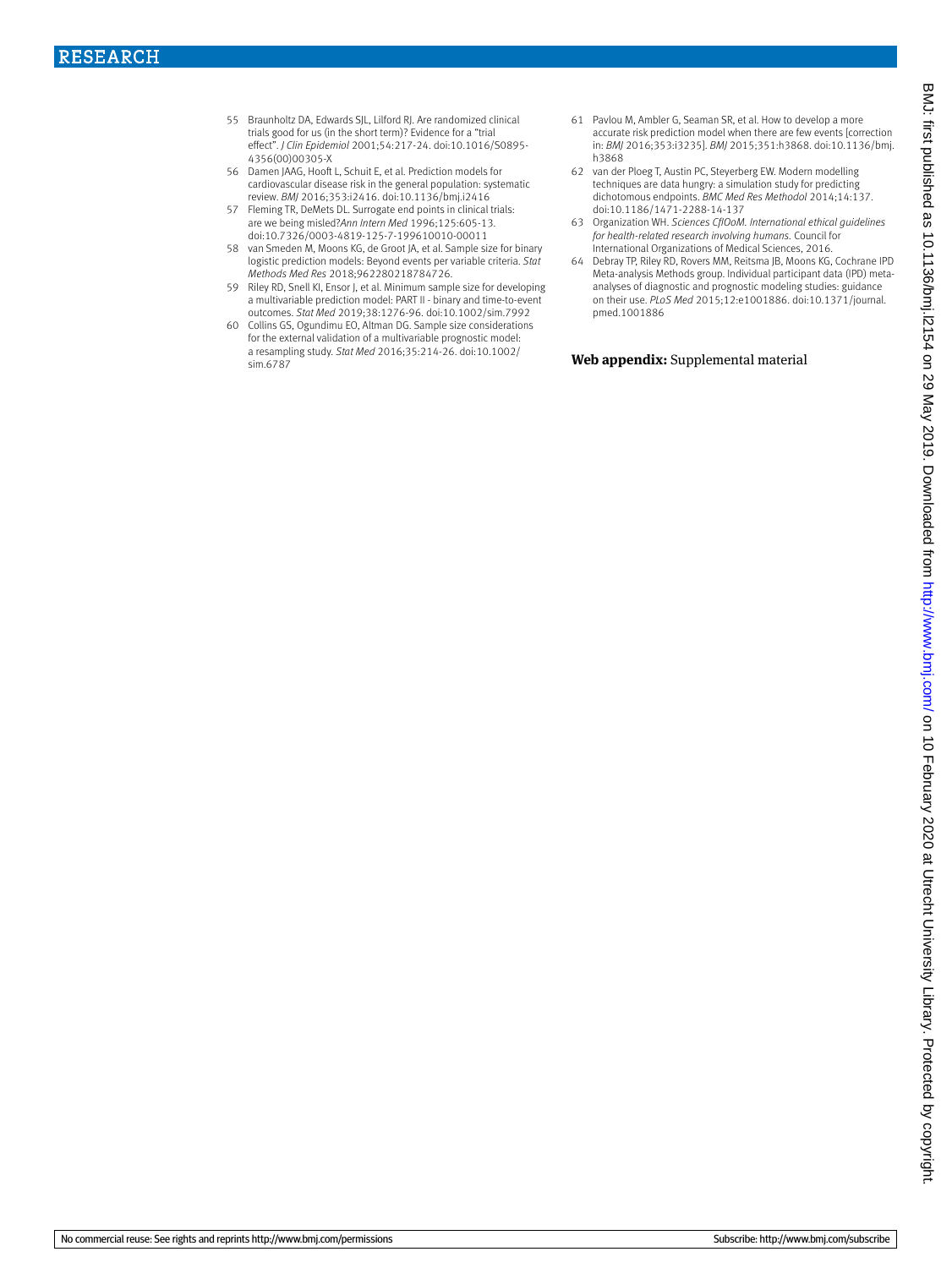55 Braunholtz DA, Edwards SJL, Lilford RJ. Are randomized clinical trials good for us (in the short term)? Evidence for a "trial effect". *J Clin Epidemiol* 2001;54:217-24. doi:10.1016/S0895-4356(00)00305-X

56 Damen JAAG, Hooft L, Schuit E, et al. Prediction models for cardiovascular disease risk in the general population: systematic review. *BMJ* 2016;353:i2416. doi:10.1136/bmj.i2416

57 Fleming TR, DeMets DL. Surrogate end points in clinical trials: are we being misled?*Ann Intern Med* 1996;125:605-13. doi:10.7326/0003-4819-125-7-199610010-00011

58 van Smeden M, Moons KG, de Groot JA, et al. Sample size for binary logistic prediction models: Beyond events per variable criteria. *Stat Methods Med Res* 2018;962280218784726.

59 Riley RD, Snell KI, Ensor J, et al. Minimum sample size for developing a multivariable prediction model: PART II - binary and time-to-event outcomes. *Stat Med* 2019;38:1276-96. doi:10.1002/sim.7992

60 Collins GS, Ogundimu EO, Altman DG. Sample size considerations for the external validation of a multivariable prognostic model: a resampling study. *Stat Med* 2016;35:214-26. doi:10.1002/sim.6787

61 Pavlou M, Ambler G, Seaman SR, et al. How to develop a more accurate risk prediction model when there are few events [correction in: *BMJ* 2016;353:i3235]. *BMJ* 2015;351:h3868. doi:10.1136/bmj.h3868

62 van der Ploeg T, Austin PC, Steyerberg EW. Modern modelling techniques are data hungry: a simulation study for predicting dichotomous endpoints. *BMC Med Res Methodol* 2014;14:137. doi:10.1186/1471-2288-14-137

63 Organization WH. *Sciences CfIOoM. International ethical guidelines for health-related research involving humans.* Council for International Organizations of Medical Sciences, 2016.

64 Debray TP, Riley RD, Rovers MM, Reitsma JB, Moons KG, Cochrane IPD Meta-analysis Methods group. Individual participant data (IPD) meta-analyses of diagnostic and prognostic modeling studies: guidance on their use. *PLoS Med* 2015;12:e1001886. doi:10.1371/journal.pmed.1001886

**Web appendix:** Supplemental material